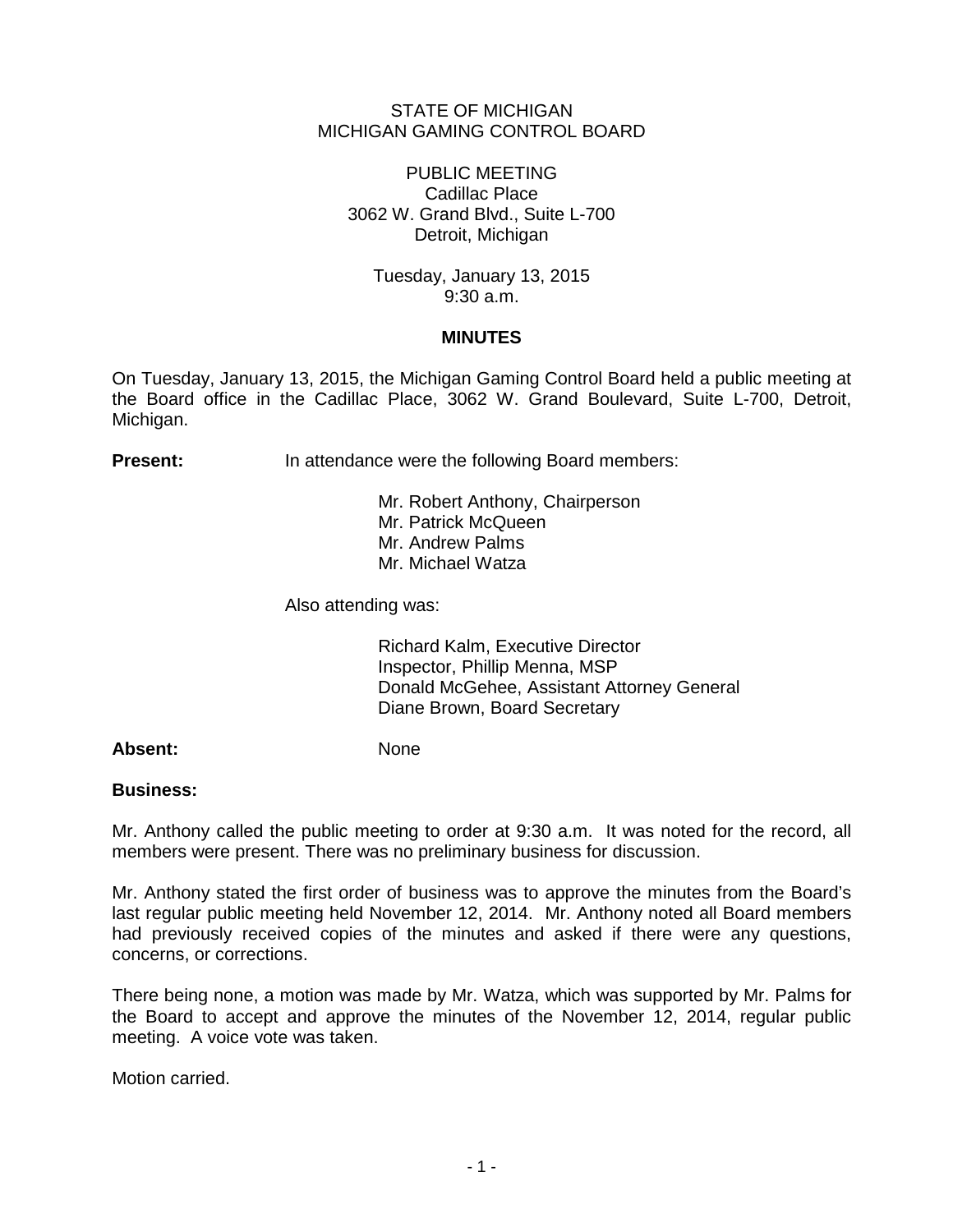STATE OF MICHIGAN
MICHIGAN GAMING CONTROL BOARD

PUBLIC MEETING
Cadillac Place
3062 W. Grand Blvd., Suite L-700
Detroit, Michigan

Tuesday, January 13, 2015
9:30 a.m.

**MINUTES**

On Tuesday, January 13, 2015, the Michigan Gaming Control Board held a public meeting at the Board office in the Cadillac Place, 3062 W. Grand Boulevard, Suite L-700, Detroit, Michigan.

**Present:** In attendance were the following Board members:

Mr. Robert Anthony, Chairperson
Mr. Patrick McQueen
Mr. Andrew Palms
Mr. Michael Watza

Also attending was:

Richard Kalm, Executive Director
Inspector, Phillip Menna, MSP
Donald McGehee, Assistant Attorney General
Diane Brown, Board Secretary

**Absent:** None

**Business:**

Mr. Anthony called the public meeting to order at 9:30 a.m. It was noted for the record, all members were present. There was no preliminary business for discussion.

Mr. Anthony stated the first order of business was to approve the minutes from the Board's last regular public meeting held November 12, 2014. Mr. Anthony noted all Board members had previously received copies of the minutes and asked if there were any questions, concerns, or corrections.

There being none, a motion was made by Mr. Watza, which was supported by Mr. Palms for the Board to accept and approve the minutes of the November 12, 2014, regular public meeting. A voice vote was taken.

Motion carried.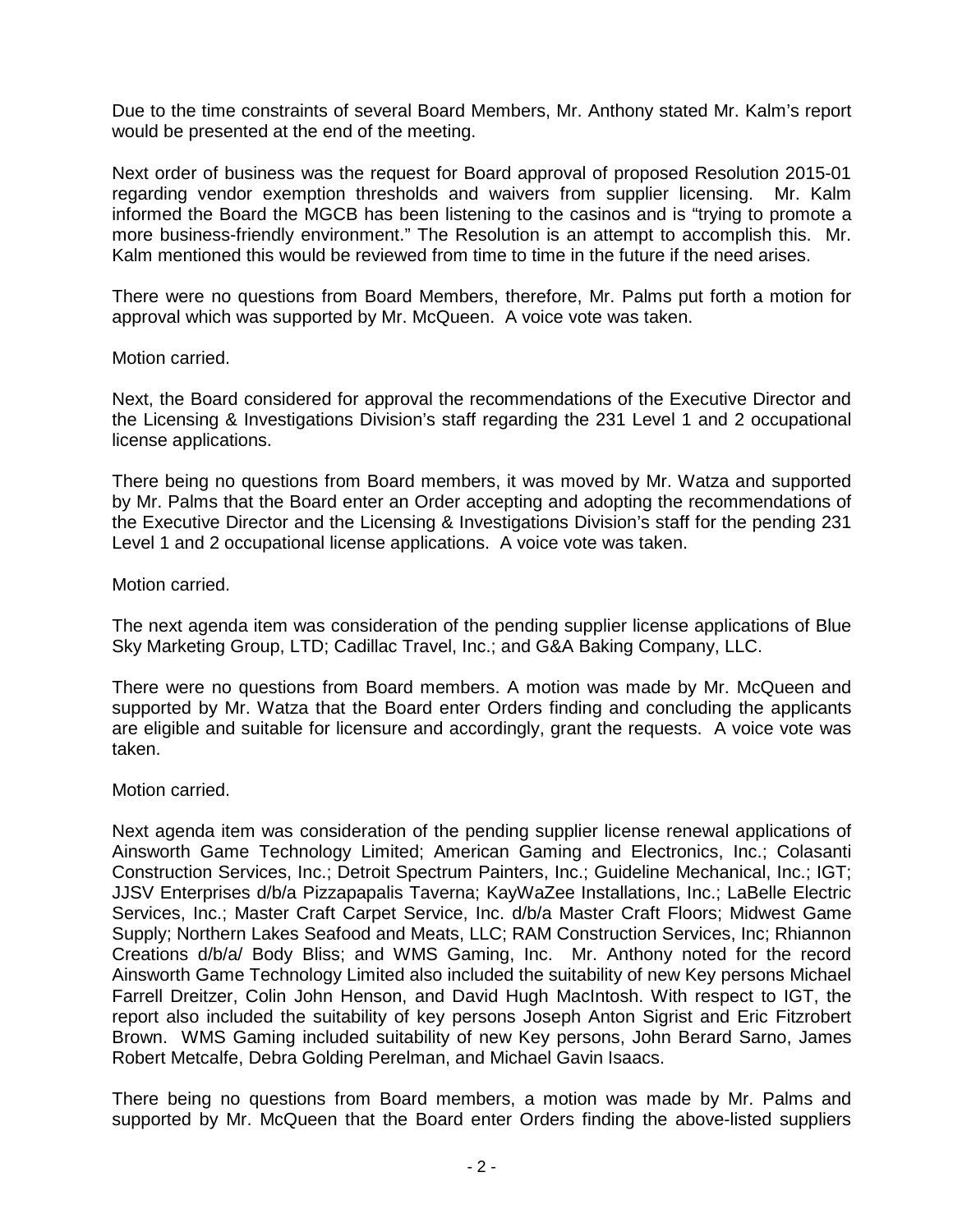Due to the time constraints of several Board Members, Mr. Anthony stated Mr. Kalm's report would be presented at the end of the meeting.

Next order of business was the request for Board approval of proposed Resolution 2015-01 regarding vendor exemption thresholds and waivers from supplier licensing. Mr. Kalm informed the Board the MGCB has been listening to the casinos and is "trying to promote a more business-friendly environment." The Resolution is an attempt to accomplish this. Mr. Kalm mentioned this would be reviewed from time to time in the future if the need arises.

There were no questions from Board Members, therefore, Mr. Palms put forth a motion for approval which was supported by Mr. McQueen. A voice vote was taken.

Motion carried.

Next, the Board considered for approval the recommendations of the Executive Director and the Licensing & Investigations Division's staff regarding the 231 Level 1 and 2 occupational license applications.

There being no questions from Board members, it was moved by Mr. Watza and supported by Mr. Palms that the Board enter an Order accepting and adopting the recommendations of the Executive Director and the Licensing & Investigations Division's staff for the pending 231 Level 1 and 2 occupational license applications. A voice vote was taken.

Motion carried.

The next agenda item was consideration of the pending supplier license applications of Blue Sky Marketing Group, LTD; Cadillac Travel, Inc.; and G&A Baking Company, LLC.

There were no questions from Board members. A motion was made by Mr. McQueen and supported by Mr. Watza that the Board enter Orders finding and concluding the applicants are eligible and suitable for licensure and accordingly, grant the requests. A voice vote was taken.

Motion carried.

Next agenda item was consideration of the pending supplier license renewal applications of Ainsworth Game Technology Limited; American Gaming and Electronics, Inc.; Colasanti Construction Services, Inc.; Detroit Spectrum Painters, Inc.; Guideline Mechanical, Inc.; IGT; JJSV Enterprises d/b/a Pizzapapalis Taverna; KayWaZee Installations, Inc.; LaBelle Electric Services, Inc.; Master Craft Carpet Service, Inc. d/b/a Master Craft Floors; Midwest Game Supply; Northern Lakes Seafood and Meats, LLC; RAM Construction Services, Inc; Rhiannon Creations d/b/a/ Body Bliss; and WMS Gaming, Inc. Mr. Anthony noted for the record Ainsworth Game Technology Limited also included the suitability of new Key persons Michael Farrell Dreitzer, Colin John Henson, and David Hugh MacIntosh. With respect to IGT, the report also included the suitability of key persons Joseph Anton Sigrist and Eric Fitzrobert Brown. WMS Gaming included suitability of new Key persons, John Berard Sarno, James Robert Metcalfe, Debra Golding Perelman, and Michael Gavin Isaacs.

There being no questions from Board members, a motion was made by Mr. Palms and supported by Mr. McQueen that the Board enter Orders finding the above-listed suppliers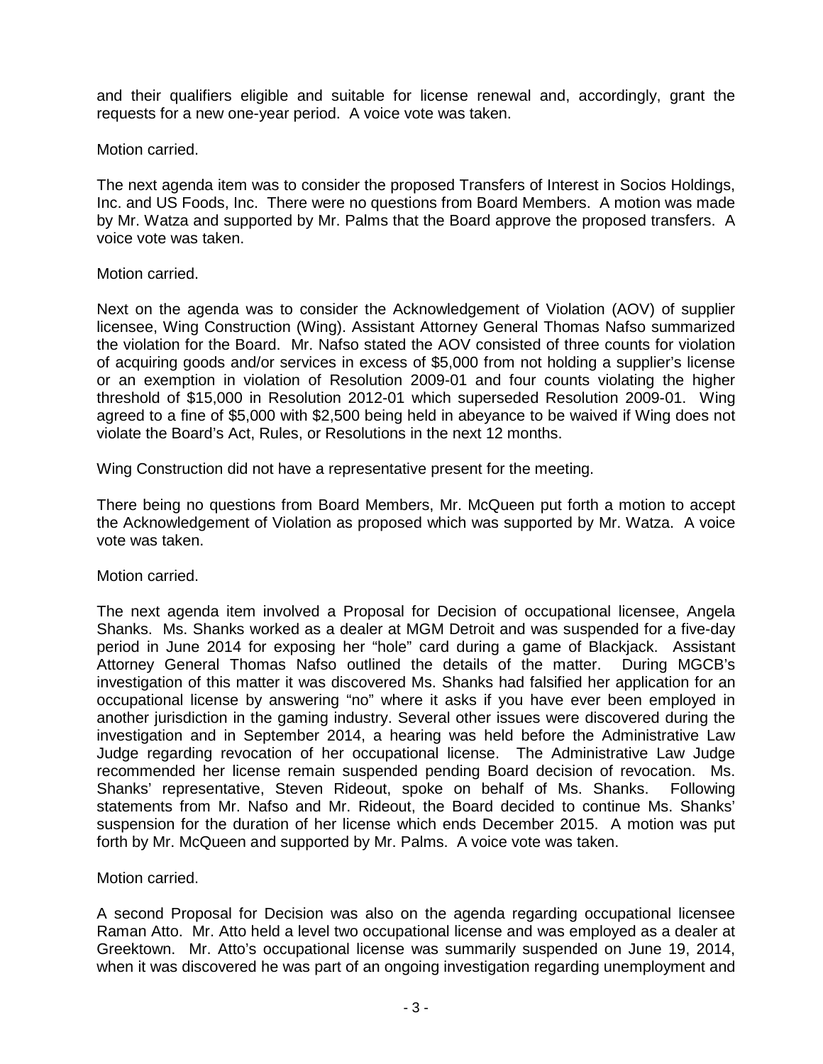and their qualifiers eligible and suitable for license renewal and, accordingly, grant the requests for a new one-year period. A voice vote was taken.

Motion carried.

The next agenda item was to consider the proposed Transfers of Interest in Socios Holdings, Inc. and US Foods, Inc. There were no questions from Board Members. A motion was made by Mr. Watza and supported by Mr. Palms that the Board approve the proposed transfers. A voice vote was taken.

Motion carried.

Next on the agenda was to consider the Acknowledgement of Violation (AOV) of supplier licensee, Wing Construction (Wing). Assistant Attorney General Thomas Nafso summarized the violation for the Board. Mr. Nafso stated the AOV consisted of three counts for violation of acquiring goods and/or services in excess of $5,000 from not holding a supplier's license or an exemption in violation of Resolution 2009-01 and four counts violating the higher threshold of $15,000 in Resolution 2012-01 which superseded Resolution 2009-01. Wing agreed to a fine of $5,000 with $2,500 being held in abeyance to be waived if Wing does not violate the Board's Act, Rules, or Resolutions in the next 12 months.

Wing Construction did not have a representative present for the meeting.

There being no questions from Board Members, Mr. McQueen put forth a motion to accept the Acknowledgement of Violation as proposed which was supported by Mr. Watza. A voice vote was taken.

Motion carried.

The next agenda item involved a Proposal for Decision of occupational licensee, Angela Shanks. Ms. Shanks worked as a dealer at MGM Detroit and was suspended for a five-day period in June 2014 for exposing her "hole" card during a game of Blackjack. Assistant Attorney General Thomas Nafso outlined the details of the matter. During MGCB's investigation of this matter it was discovered Ms. Shanks had falsified her application for an occupational license by answering "no" where it asks if you have ever been employed in another jurisdiction in the gaming industry. Several other issues were discovered during the investigation and in September 2014, a hearing was held before the Administrative Law Judge regarding revocation of her occupational license. The Administrative Law Judge recommended her license remain suspended pending Board decision of revocation. Ms. Shanks' representative, Steven Rideout, spoke on behalf of Ms. Shanks. Following statements from Mr. Nafso and Mr. Rideout, the Board decided to continue Ms. Shanks' suspension for the duration of her license which ends December 2015. A motion was put forth by Mr. McQueen and supported by Mr. Palms. A voice vote was taken.

Motion carried.

A second Proposal for Decision was also on the agenda regarding occupational licensee Raman Atto. Mr. Atto held a level two occupational license and was employed as a dealer at Greektown. Mr. Atto's occupational license was summarily suspended on June 19, 2014, when it was discovered he was part of an ongoing investigation regarding unemployment and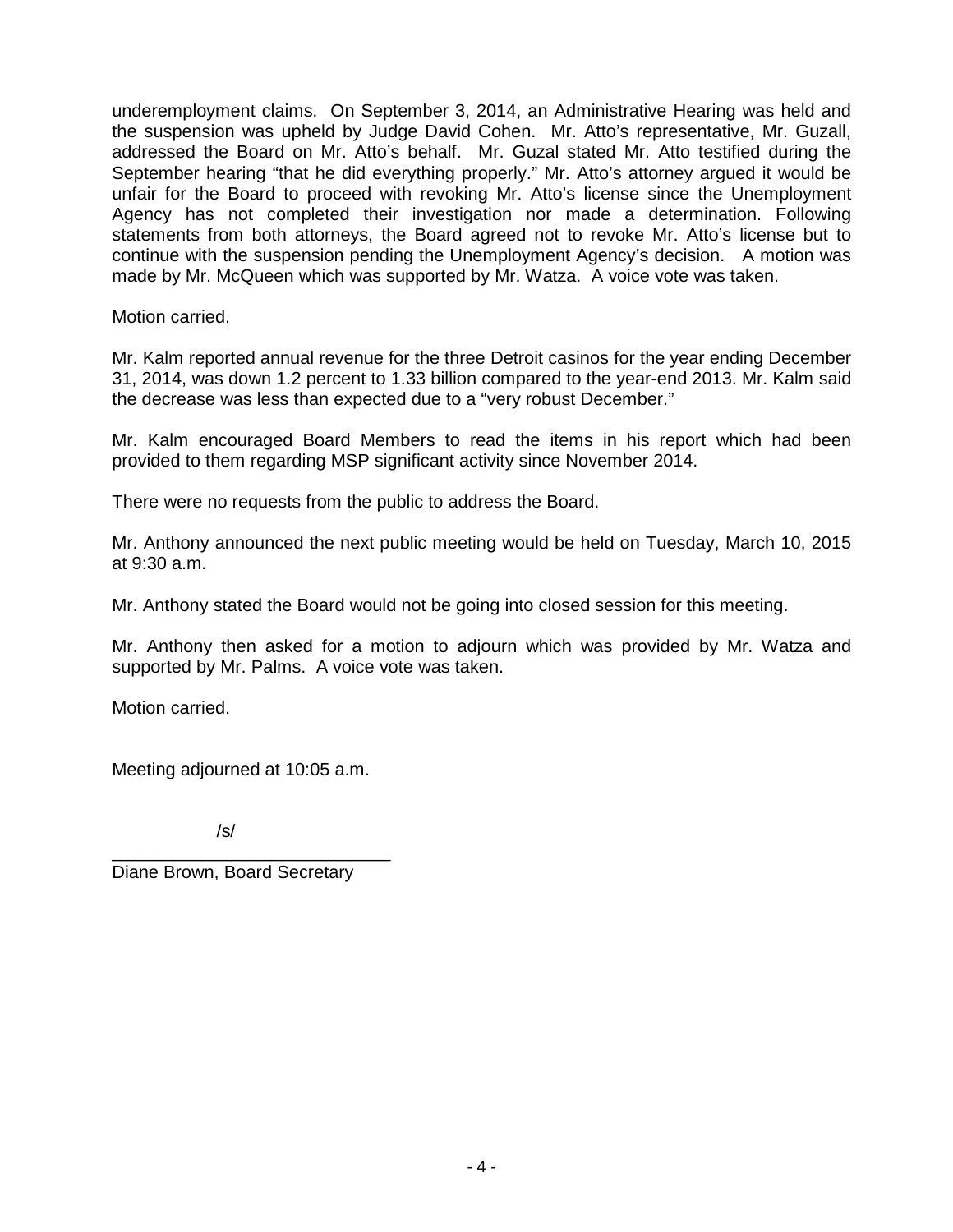underemployment claims. On September 3, 2014, an Administrative Hearing was held and the suspension was upheld by Judge David Cohen. Mr. Atto's representative, Mr. Guzall, addressed the Board on Mr. Atto's behalf. Mr. Guzal stated Mr. Atto testified during the September hearing "that he did everything properly." Mr. Atto's attorney argued it would be unfair for the Board to proceed with revoking Mr. Atto's license since the Unemployment Agency has not completed their investigation nor made a determination. Following statements from both attorneys, the Board agreed not to revoke Mr. Atto's license but to continue with the suspension pending the Unemployment Agency's decision. A motion was made by Mr. McQueen which was supported by Mr. Watza. A voice vote was taken.

Motion carried.

Mr. Kalm reported annual revenue for the three Detroit casinos for the year ending December 31, 2014, was down 1.2 percent to 1.33 billion compared to the year-end 2013. Mr. Kalm said the decrease was less than expected due to a "very robust December."

Mr. Kalm encouraged Board Members to read the items in his report which had been provided to them regarding MSP significant activity since November 2014.

There were no requests from the public to address the Board.

Mr. Anthony announced the next public meeting would be held on Tuesday, March 10, 2015 at 9:30 a.m.

Mr. Anthony stated the Board would not be going into closed session for this meeting.

Mr. Anthony then asked for a motion to adjourn which was provided by Mr. Watza and supported by Mr. Palms. A voice vote was taken.

Motion carried.

Meeting adjourned at 10:05 a.m.

/s/

\_\_\_\_\_\_\_\_\_\_\_\_\_\_\_\_\_\_\_\_\_\_\_\_\_\_\_\_\_

Diane Brown, Board Secretary